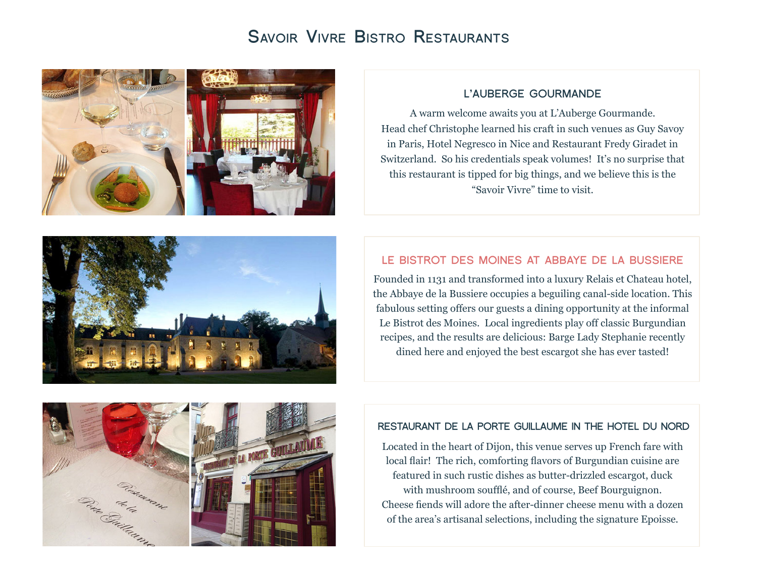# Savoir Vivre Bistro Restaurants

## L'AUBERGE GOURMANDE

A warm welcome awaits you at L'Auberge Gourmande. Head chef Christophe learned his craft in such venues as Guy Savoy in Paris, Hotel Negresco in Nice and Restaurant Fredy Giradet in Switzerland. So his credentials speak volumes! It's no surprise that this restaurant is tipped for big things, and we believe this is the "Savoir Vivre" time to visit.

## LE BISTROT DES MOINES AT ABBAYE DE LA BUSSIERE

Founded in 1131 and transformed into a luxury Relais et Chateau hotel, the Abbaye de la Bussiere occupies a beguiling canal-side location. This fabulous setting offers our guests a dining opportunity at the informal Le Bistrot des Moines. Local ingredients play off classic Burgundian recipes, and the results are delicious: Barge Lady Stephanie recently dined here and enjoyed the best escargot she has ever tasted!

## RESTAURANT DE LA PORTE GUILLAUME IN THE HOTEL DU NORD

Located in the heart of Dijon, this venue serves up French fare with local flair! The rich, comforting flavors of Burgundian cuisine are featured in such rustic dishes as butter-drizzled escargot, duck with mushroom soufflé, and of course, Beef Bourguignon. Cheese fiends will adore the after-dinner cheese menu with a dozen of the area's artisanal selections, including the signature Epoisse.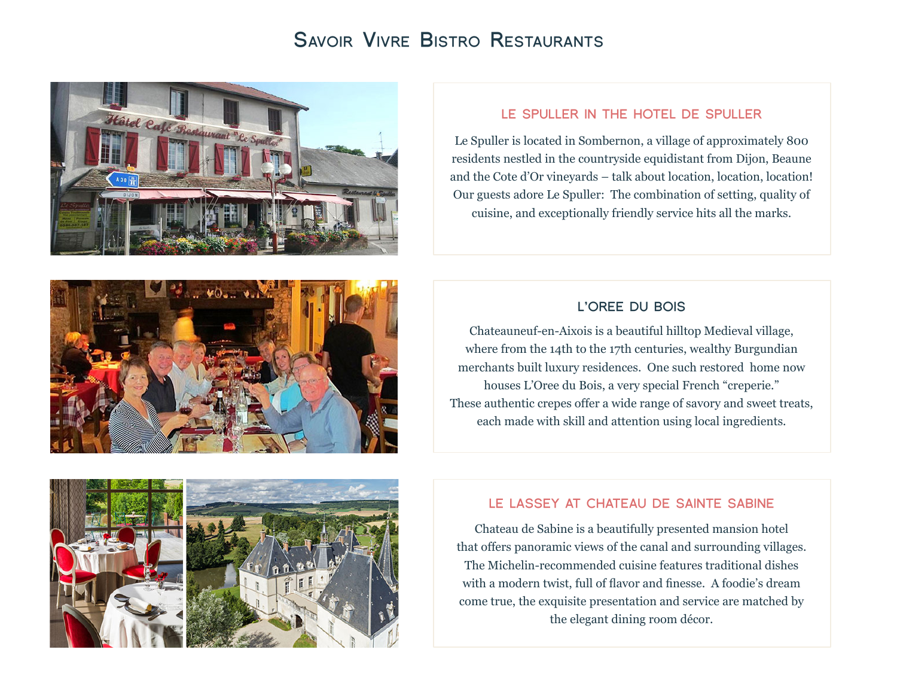# Savoir Vivre Bistro Restaurants

## LE SPULLER IN THE HOTEL DE SPULLER

Le Spuller is located in Sombernon, a village of approximately 800 residents nestled in the countryside equidistant from Dijon, Beaune and the Cote d'Or vineyards – talk about location, location, location! Our guests adore Le Spuller: The combination of setting, quality of cuisine, and exceptionally friendly service hits all the marks.

## L'OREE DU BOIS

Chateauneuf-en-Aixois is a beautiful hilltop Medieval village, where from the 14th to the 17th centuries, wealthy Burgundian merchants built luxury residences. One such restored home now houses L'Oree du Bois, a very special French "creperie." These authentic crepes offer a wide range of savory and sweet treats, each made with skill and attention using local ingredients.

## LE LASSEY AT CHATEAU DE SAINTE SABINE

Chateau de Sabine is a beautifully presented mansion hotel that offers panoramic views of the canal and surrounding villages. The Michelin-recommended cuisine features traditional dishes with a modern twist, full of flavor and finesse. A foodie's dream come true, the exquisite presentation and service are matched by the elegant dining room décor.